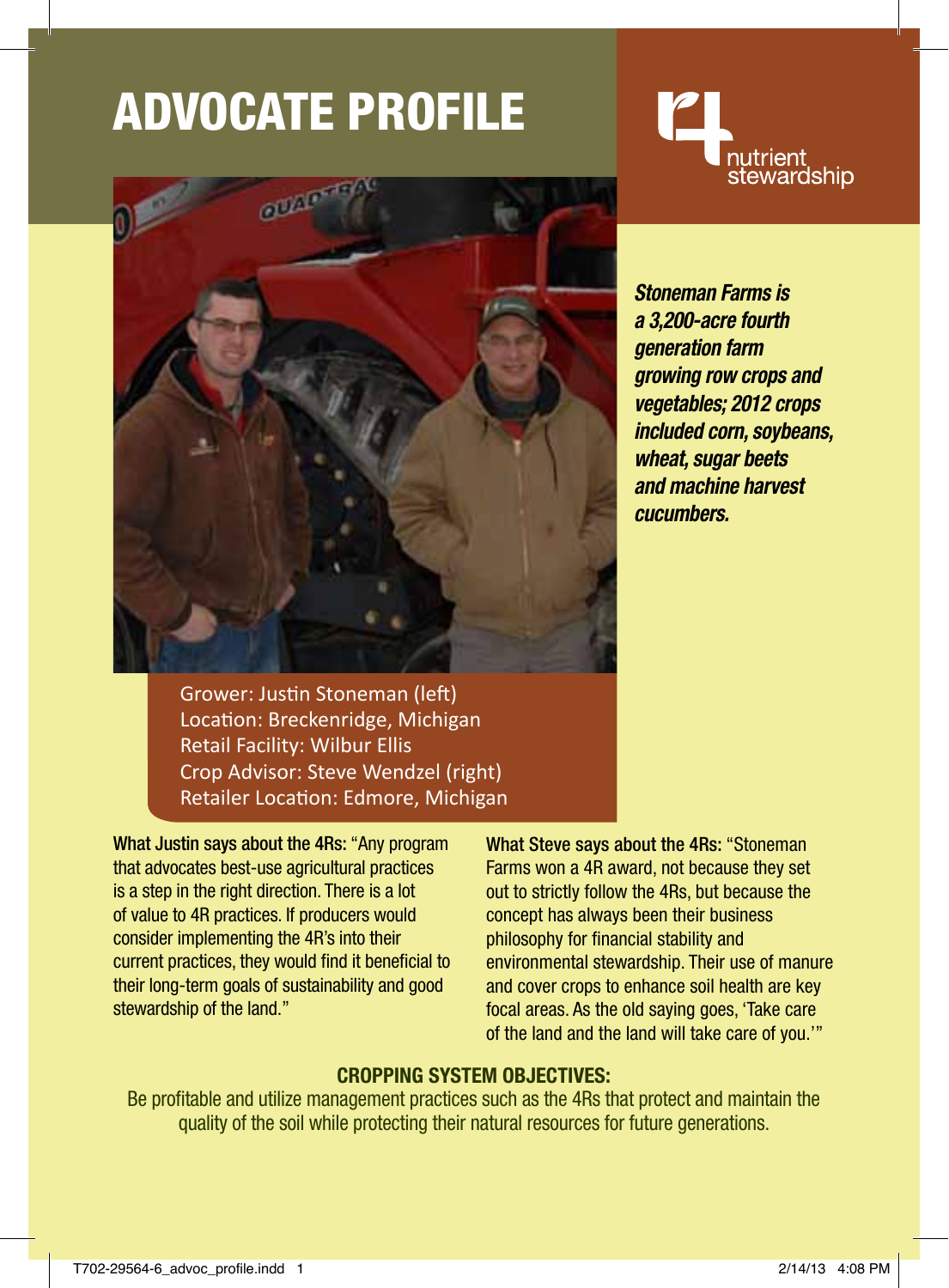# ADVOCATE PROFILE

4R nutrient stewardship

***Stoneman Farms is a 3,200-acre fourth generation farm growing row crops and vegetables; 2012 crops included corn, soybeans, wheat, sugar beets and machine harvest cucumbers.***

Grower: Justin Stoneman (left)
Location: Breckenridge, Michigan
Retail Facility: Wilbur Ellis
Crop Advisor: Steve Wendzel (right)
Retailer Location: Edmore, Michigan

**What Justin says about the 4Rs:** "Any program that advocates best-use agricultural practices is a step in the right direction. There is a lot of value to 4R practices. If producers would consider implementing the 4R's into their current practices, they would find it beneficial to their long-term goals of sustainability and good stewardship of the land."

**What Steve says about the 4Rs:** "Stoneman Farms won a 4R award, not because they set out to strictly follow the 4Rs, but because the concept has always been their business philosophy for financial stability and environmental stewardship. Their use of manure and cover crops to enhance soil health are key focal areas. As the old saying goes, 'Take care of the land and the land will take care of you.'"

## CROPPING SYSTEM OBJECTIVES:

Be profitable and utilize management practices such as the 4Rs that protect and maintain the quality of the soil while protecting their natural resources for future generations.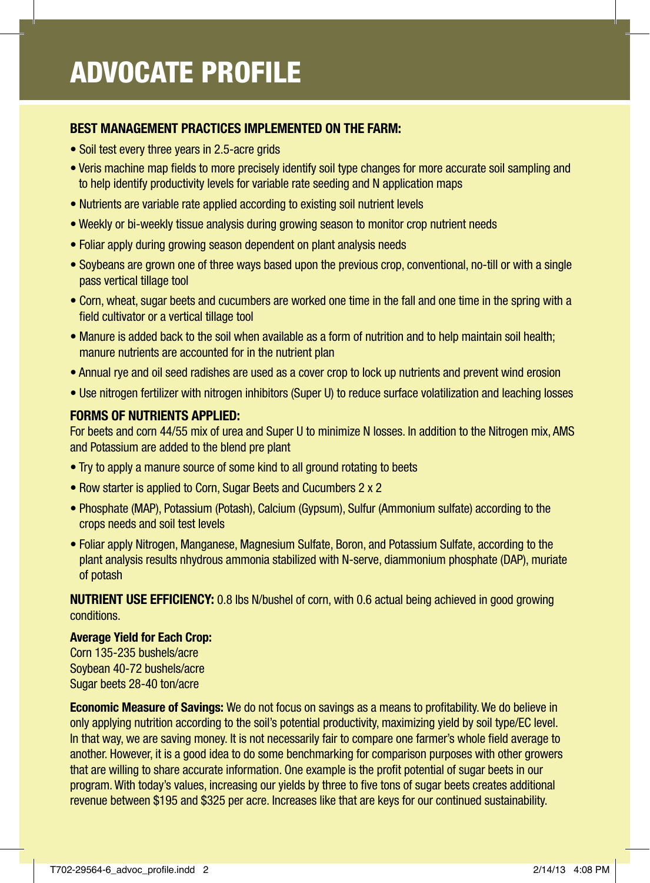# ADVOCATE PROFILE

**BEST MANAGEMENT PRACTICES IMPLEMENTED ON THE FARM:**

- Soil test every three years in 2.5-acre grids
- Veris machine map fields to more precisely identify soil type changes for more accurate soil sampling and to help identify productivity levels for variable rate seeding and N application maps
- Nutrients are variable rate applied according to existing soil nutrient levels
- Weekly or bi-weekly tissue analysis during growing season to monitor crop nutrient needs
- Foliar apply during growing season dependent on plant analysis needs
- Soybeans are grown one of three ways based upon the previous crop, conventional, no-till or with a single pass vertical tillage tool
- Corn, wheat, sugar beets and cucumbers are worked one time in the fall and one time in the spring with a field cultivator or a vertical tillage tool
- Manure is added back to the soil when available as a form of nutrition and to help maintain soil health; manure nutrients are accounted for in the nutrient plan
- Annual rye and oil seed radishes are used as a cover crop to lock up nutrients and prevent wind erosion
- Use nitrogen fertilizer with nitrogen inhibitors (Super U) to reduce surface volatilization and leaching losses

**FORMS OF NUTRIENTS APPLIED:**

For beets and corn 44/55 mix of urea and Super U to minimize N losses. In addition to the Nitrogen mix, AMS and Potassium are added to the blend pre plant

- Try to apply a manure source of some kind to all ground rotating to beets
- Row starter is applied to Corn, Sugar Beets and Cucumbers 2 x 2
- Phosphate (MAP), Potassium (Potash), Calcium (Gypsum), Sulfur (Ammonium sulfate) according to the crops needs and soil test levels
- Foliar apply Nitrogen, Manganese, Magnesium Sulfate, Boron, and Potassium Sulfate, according to the plant analysis results nhydrous ammonia stabilized with N-serve, diammonium phosphate (DAP), muriate of potash

**NUTRIENT USE EFFICIENCY:** 0.8 lbs N/bushel of corn, with 0.6 actual being achieved in good growing conditions.

**Average Yield for Each Crop:**
Corn 135-235 bushels/acre
Soybean 40-72 bushels/acre
Sugar beets 28-40 ton/acre

**Economic Measure of Savings:** We do not focus on savings as a means to profitability. We do believe in only applying nutrition according to the soil's potential productivity, maximizing yield by soil type/EC level. In that way, we are saving money. It is not necessarily fair to compare one farmer's whole field average to another. However, it is a good idea to do some benchmarking for comparison purposes with other growers that are willing to share accurate information. One example is the profit potential of sugar beets in our program. With today's values, increasing our yields by three to five tons of sugar beets creates additional revenue between $195 and $325 per acre. Increases like that are keys for our continued sustainability.